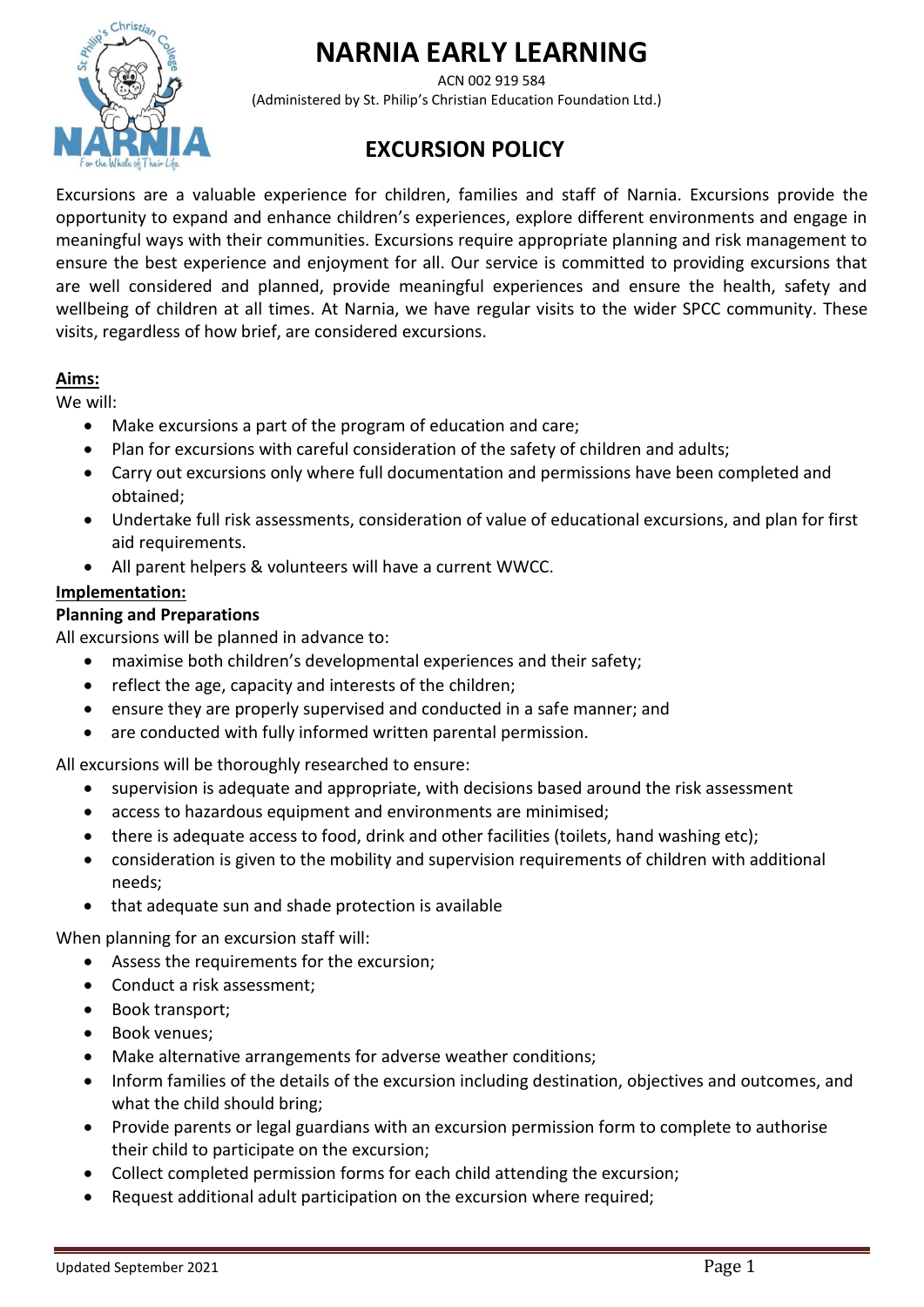# NARNIA EARLY LEARNING

ACN 002 919 584
(Administered by St. Philip's Christian Education Foundation Ltd.)

## EXCURSION POLICY

Excursions are a valuable experience for children, families and staff of Narnia. Excursions provide the opportunity to expand and enhance children's experiences, explore different environments and engage in meaningful ways with their communities. Excursions require appropriate planning and risk management to ensure the best experience and enjoyment for all. Our service is committed to providing excursions that are well considered and planned, provide meaningful experiences and ensure the health, safety and wellbeing of children at all times. At Narnia, we have regular visits to the wider SPCC community. These visits, regardless of how brief, are considered excursions.

**Aims:**

We will:

- Make excursions a part of the program of education and care;
- Plan for excursions with careful consideration of the safety of children and adults;
- Carry out excursions only where full documentation and permissions have been completed and obtained;
- Undertake full risk assessments, consideration of value of educational excursions, and plan for first aid requirements.
- All parent helpers & volunteers will have a current WWCC.

**Implementation:**

**Planning and Preparations**

All excursions will be planned in advance to:

- maximise both children's developmental experiences and their safety;
- reflect the age, capacity and interests of the children;
- ensure they are properly supervised and conducted in a safe manner; and
- are conducted with fully informed written parental permission.

All excursions will be thoroughly researched to ensure:

- supervision is adequate and appropriate, with decisions based around the risk assessment
- access to hazardous equipment and environments are minimised;
- there is adequate access to food, drink and other facilities (toilets, hand washing etc);
- consideration is given to the mobility and supervision requirements of children with additional needs;
- that adequate sun and shade protection is available

When planning for an excursion staff will:

- Assess the requirements for the excursion;
- Conduct a risk assessment;
- Book transport;
- Book venues;
- Make alternative arrangements for adverse weather conditions;
- Inform families of the details of the excursion including destination, objectives and outcomes, and what the child should bring;
- Provide parents or legal guardians with an excursion permission form to complete to authorise their child to participate on the excursion;
- Collect completed permission forms for each child attending the excursion;
- Request additional adult participation on the excursion where required;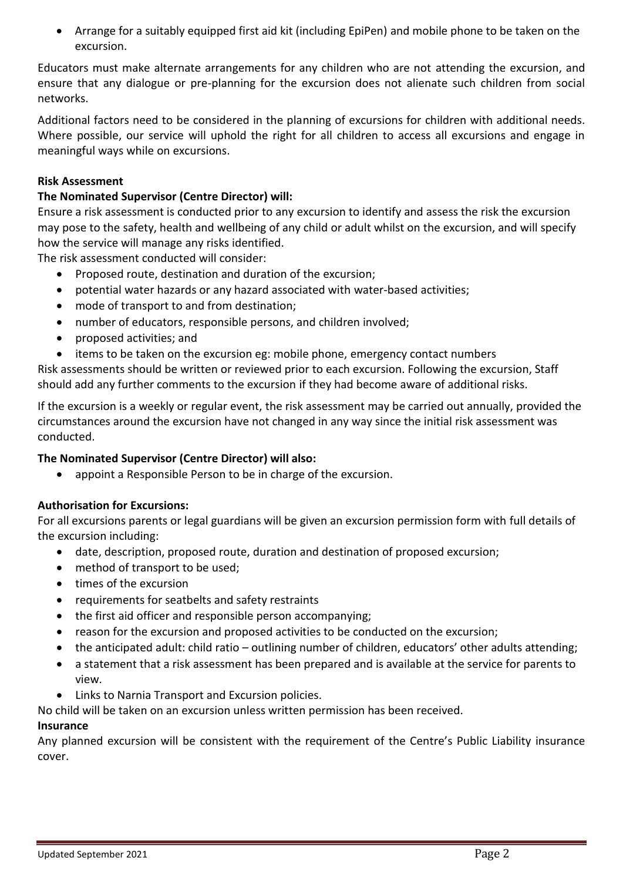- Arrange for a suitably equipped first aid kit (including EpiPen) and mobile phone to be taken on the excursion.

Educators must make alternate arrangements for any children who are not attending the excursion, and ensure that any dialogue or pre-planning for the excursion does not alienate such children from social networks.

Additional factors need to be considered in the planning of excursions for children with additional needs. Where possible, our service will uphold the right for all children to access all excursions and engage in meaningful ways while on excursions.

**Risk Assessment**

**The Nominated Supervisor (Centre Director) will:**

Ensure a risk assessment is conducted prior to any excursion to identify and assess the risk the excursion may pose to the safety, health and wellbeing of any child or adult whilst on the excursion, and will specify how the service will manage any risks identified.

The risk assessment conducted will consider:

- Proposed route, destination and duration of the excursion;
- potential water hazards or any hazard associated with water-based activities;
- mode of transport to and from destination;
- number of educators, responsible persons, and children involved;
- proposed activities; and
- items to be taken on the excursion eg: mobile phone, emergency contact numbers

Risk assessments should be written or reviewed prior to each excursion. Following the excursion, Staff should add any further comments to the excursion if they had become aware of additional risks.

If the excursion is a weekly or regular event, the risk assessment may be carried out annually, provided the circumstances around the excursion have not changed in any way since the initial risk assessment was conducted.

**The Nominated Supervisor (Centre Director) will also:**

- appoint a Responsible Person to be in charge of the excursion.

**Authorisation for Excursions:**

For all excursions parents or legal guardians will be given an excursion permission form with full details of the excursion including:

- date, description, proposed route, duration and destination of proposed excursion;
- method of transport to be used;
- times of the excursion
- requirements for seatbelts and safety restraints
- the first aid officer and responsible person accompanying;
- reason for the excursion and proposed activities to be conducted on the excursion;
- the anticipated adult: child ratio – outlining number of children, educators' other adults attending;
- a statement that a risk assessment has been prepared and is available at the service for parents to view.
- Links to Narnia Transport and Excursion policies.

No child will be taken on an excursion unless written permission has been received.

**Insurance**

Any planned excursion will be consistent with the requirement of the Centre's Public Liability insurance cover.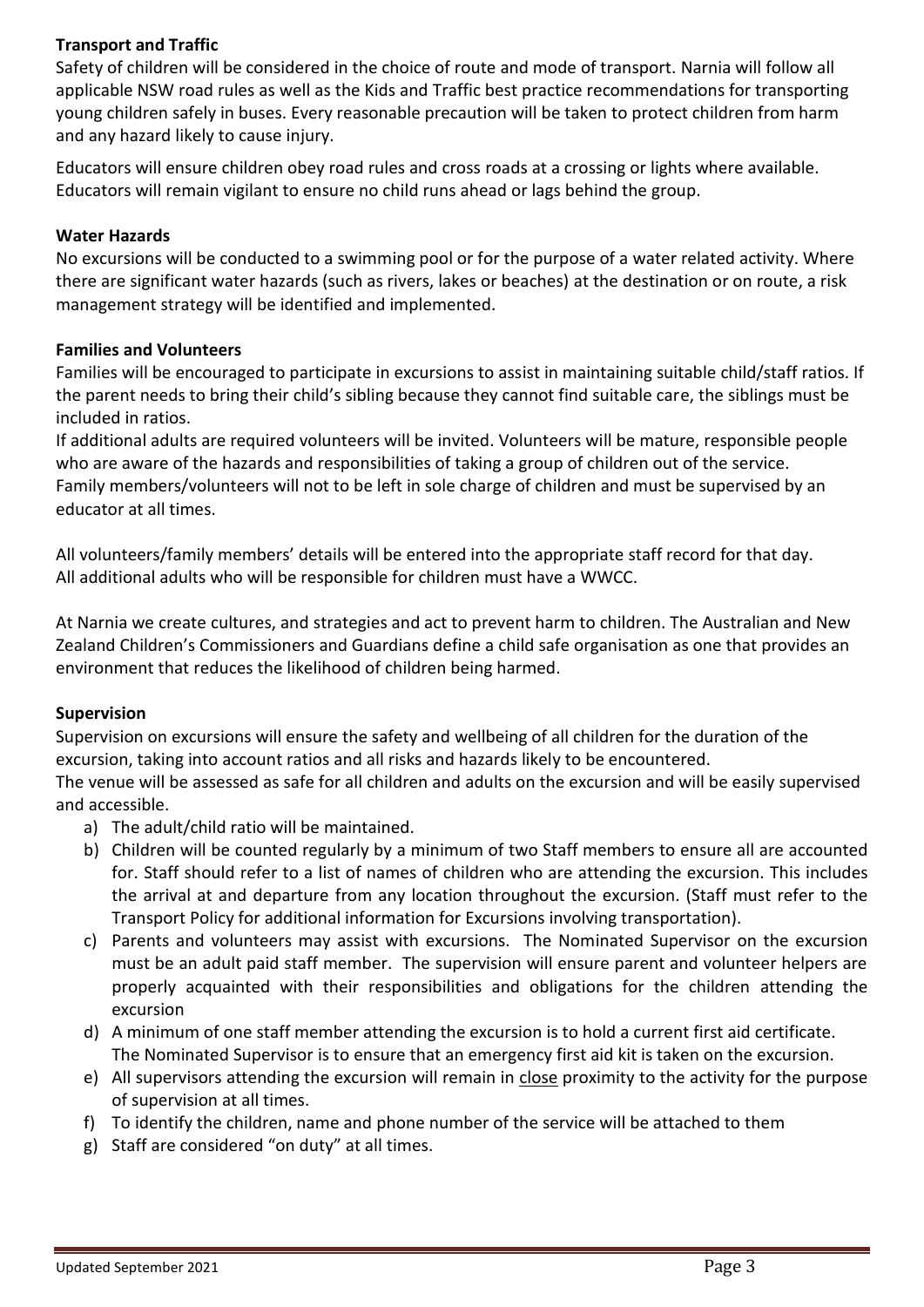**Transport and Traffic**

Safety of children will be considered in the choice of route and mode of transport. Narnia will follow all applicable NSW road rules as well as the Kids and Traffic best practice recommendations for transporting young children safely in buses. Every reasonable precaution will be taken to protect children from harm and any hazard likely to cause injury.

Educators will ensure children obey road rules and cross roads at a crossing or lights where available. Educators will remain vigilant to ensure no child runs ahead or lags behind the group.

**Water Hazards**

No excursions will be conducted to a swimming pool or for the purpose of a water related activity. Where there are significant water hazards (such as rivers, lakes or beaches) at the destination or on route, a risk management strategy will be identified and implemented.

**Families and Volunteers**

Families will be encouraged to participate in excursions to assist in maintaining suitable child/staff ratios. If the parent needs to bring their child's sibling because they cannot find suitable care, the siblings must be included in ratios.

If additional adults are required volunteers will be invited. Volunteers will be mature, responsible people who are aware of the hazards and responsibilities of taking a group of children out of the service.

Family members/volunteers will not to be left in sole charge of children and must be supervised by an educator at all times.

All volunteers/family members' details will be entered into the appropriate staff record for that day.
All additional adults who will be responsible for children must have a WWCC.

At Narnia we create cultures, and strategies and act to prevent harm to children. The Australian and New Zealand Children's Commissioners and Guardians define a child safe organisation as one that provides an environment that reduces the likelihood of children being harmed.

**Supervision**

Supervision on excursions will ensure the safety and wellbeing of all children for the duration of the excursion, taking into account ratios and all risks and hazards likely to be encountered.

The venue will be assessed as safe for all children and adults on the excursion and will be easily supervised and accessible.

a) The adult/child ratio will be maintained.
b) Children will be counted regularly by a minimum of two Staff members to ensure all are accounted for. Staff should refer to a list of names of children who are attending the excursion. This includes the arrival at and departure from any location throughout the excursion. (Staff must refer to the Transport Policy for additional information for Excursions involving transportation).
c) Parents and volunteers may assist with excursions. The Nominated Supervisor on the excursion must be an adult paid staff member. The supervision will ensure parent and volunteer helpers are properly acquainted with their responsibilities and obligations for the children attending the excursion
d) A minimum of one staff member attending the excursion is to hold a current first aid certificate. The Nominated Supervisor is to ensure that an emergency first aid kit is taken on the excursion.
e) All supervisors attending the excursion will remain in close proximity to the activity for the purpose of supervision at all times.
f) To identify the children, name and phone number of the service will be attached to them
g) Staff are considered "on duty" at all times.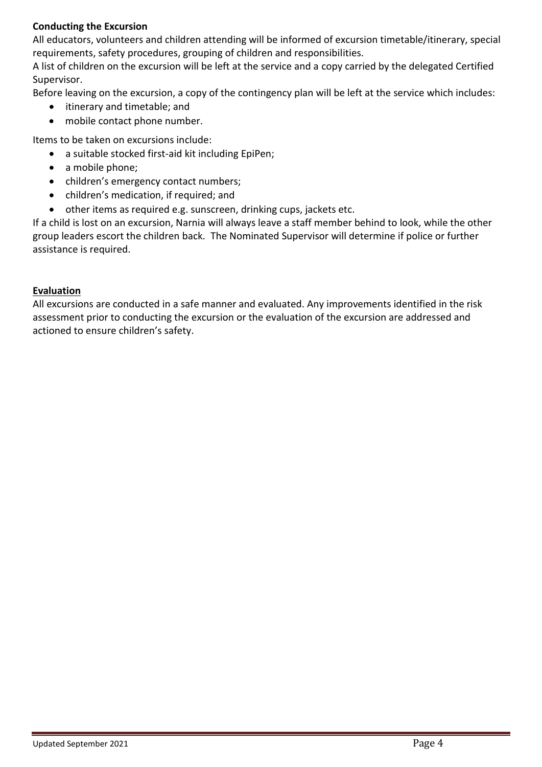**Conducting the Excursion**

All educators, volunteers and children attending will be informed of excursion timetable/itinerary, special requirements, safety procedures, grouping of children and responsibilities.

A list of children on the excursion will be left at the service and a copy carried by the delegated Certified Supervisor.

Before leaving on the excursion, a copy of the contingency plan will be left at the service which includes:

- itinerary and timetable; and
- mobile contact phone number.

Items to be taken on excursions include:

- a suitable stocked first-aid kit including EpiPen;
- a mobile phone;
- children's emergency contact numbers;
- children's medication, if required; and
- other items as required e.g. sunscreen, drinking cups, jackets etc.

If a child is lost on an excursion, Narnia will always leave a staff member behind to look, while the other group leaders escort the children back. The Nominated Supervisor will determine if police or further assistance is required.

**Evaluation**

All excursions are conducted in a safe manner and evaluated. Any improvements identified in the risk assessment prior to conducting the excursion or the evaluation of the excursion are addressed and actioned to ensure children's safety.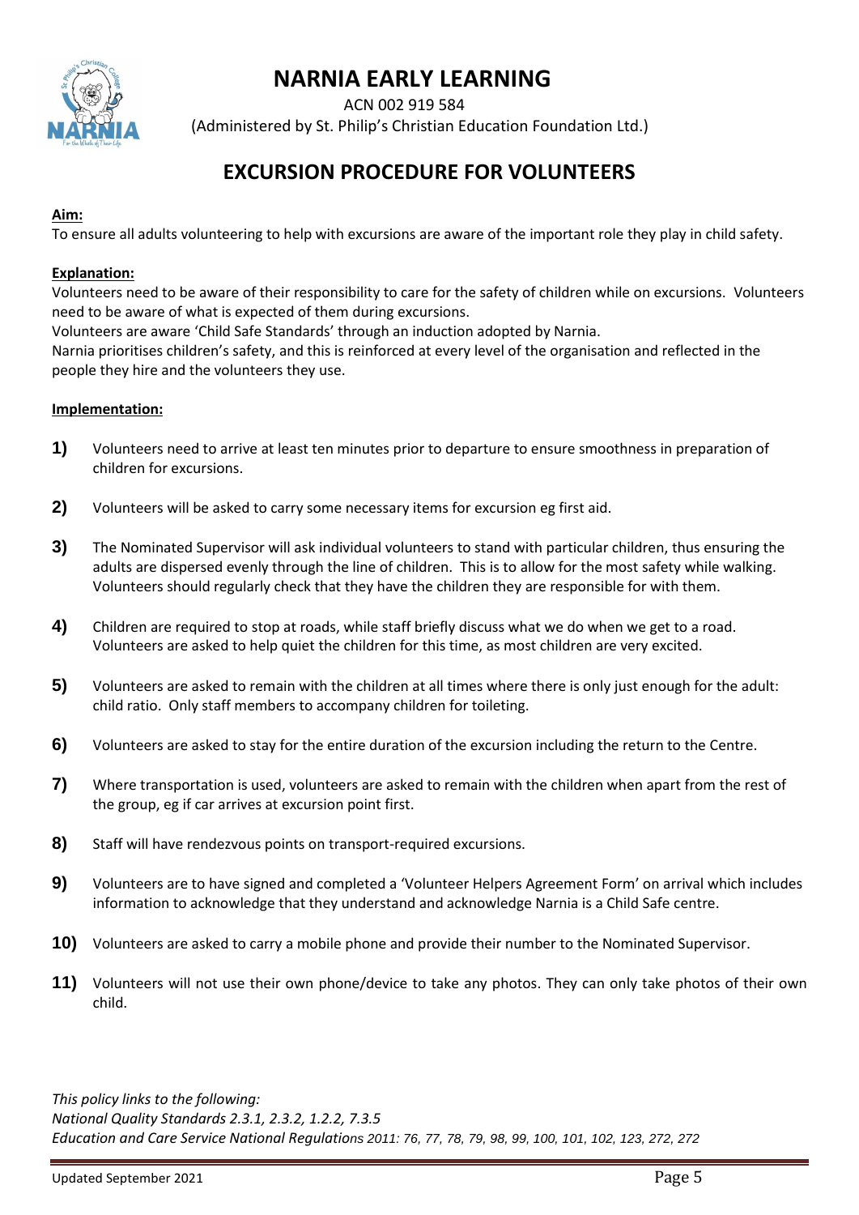# NARNIA EARLY LEARNING

ACN 002 919 584

(Administered by St. Philip's Christian Education Foundation Ltd.)

## EXCURSION PROCEDURE FOR VOLUNTEERS

**Aim:**

To ensure all adults volunteering to help with excursions are aware of the important role they play in child safety.

**Explanation:**

Volunteers need to be aware of their responsibility to care for the safety of children while on excursions. Volunteers need to be aware of what is expected of them during excursions.

Volunteers are aware 'Child Safe Standards' through an induction adopted by Narnia.

Narnia prioritises children's safety, and this is reinforced at every level of the organisation and reflected in the people they hire and the volunteers they use.

**Implementation:**

1) Volunteers need to arrive at least ten minutes prior to departure to ensure smoothness in preparation of children for excursions.

2) Volunteers will be asked to carry some necessary items for excursion eg first aid.

3) The Nominated Supervisor will ask individual volunteers to stand with particular children, thus ensuring the adults are dispersed evenly through the line of children. This is to allow for the most safety while walking. Volunteers should regularly check that they have the children they are responsible for with them.

4) Children are required to stop at roads, while staff briefly discuss what we do when we get to a road. Volunteers are asked to help quiet the children for this time, as most children are very excited.

5) Volunteers are asked to remain with the children at all times where there is only just enough for the adult: child ratio. Only staff members to accompany children for toileting.

6) Volunteers are asked to stay for the entire duration of the excursion including the return to the Centre.

7) Where transportation is used, volunteers are asked to remain with the children when apart from the rest of the group, eg if car arrives at excursion point first.

8) Staff will have rendezvous points on transport-required excursions.

9) Volunteers are to have signed and completed a 'Volunteer Helpers Agreement Form' on arrival which includes information to acknowledge that they understand and acknowledge Narnia is a Child Safe centre.

10) Volunteers are asked to carry a mobile phone and provide their number to the Nominated Supervisor.

11) Volunteers will not use their own phone/device to take any photos. They can only take photos of their own child.

*This policy links to the following:*
*National Quality Standards 2.3.1, 2.3.2, 1.2.2, 7.3.5*
*Education and Care Service National Regulations 2011: 76, 77, 78, 79, 98, 99, 100, 101, 102, 123, 272, 272*

Updated September 2021